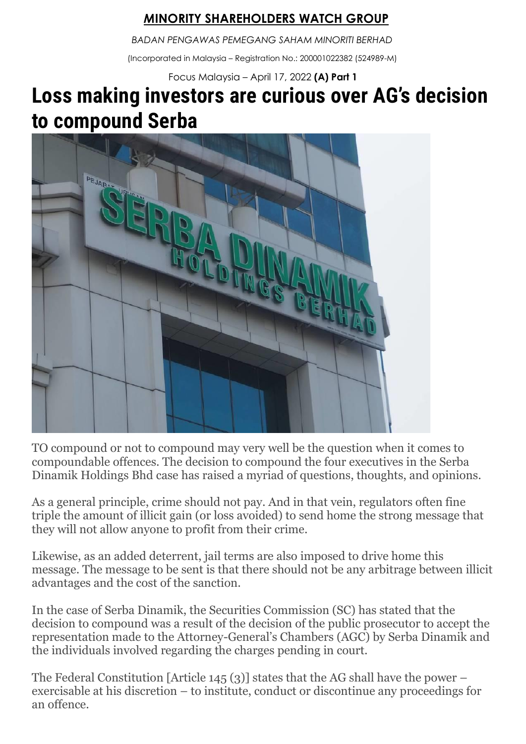**MINORITY SHAREHOLDERS WATCH GROUP**

*BADAN PENGAWAS PEMEGANG SAHAM MINORITI BERHAD*

(Incorporated in Malaysia – Registration No.: 200001022382 (524989-M)

Focus Malaysia – April 17, 2022 **(A) Part 1**

# Loss making investors are curious over AG's decision to compound Serba

TO compound or not to compound may very well be the question when it comes to compoundable offences. The decision to compound the four executives in the Serba Dinamik Holdings Bhd case has raised a myriad of questions, thoughts, and opinions.

As a general principle, crime should not pay. And in that vein, regulators often fine triple the amount of illicit gain (or loss avoided) to send home the strong message that they will not allow anyone to profit from their crime.

Likewise, as an added deterrent, jail terms are also imposed to drive home this message. The message to be sent is that there should not be any arbitrage between illicit advantages and the cost of the sanction.

In the case of Serba Dinamik, the Securities Commission (SC) has stated that the decision to compound was a result of the decision of the public prosecutor to accept the representation made to the Attorney-General's Chambers (AGC) by Serba Dinamik and the individuals involved regarding the charges pending in court.

The Federal Constitution [Article 145 (3)] states that the AG shall have the power – exercisable at his discretion – to institute, conduct or discontinue any proceedings for an offence.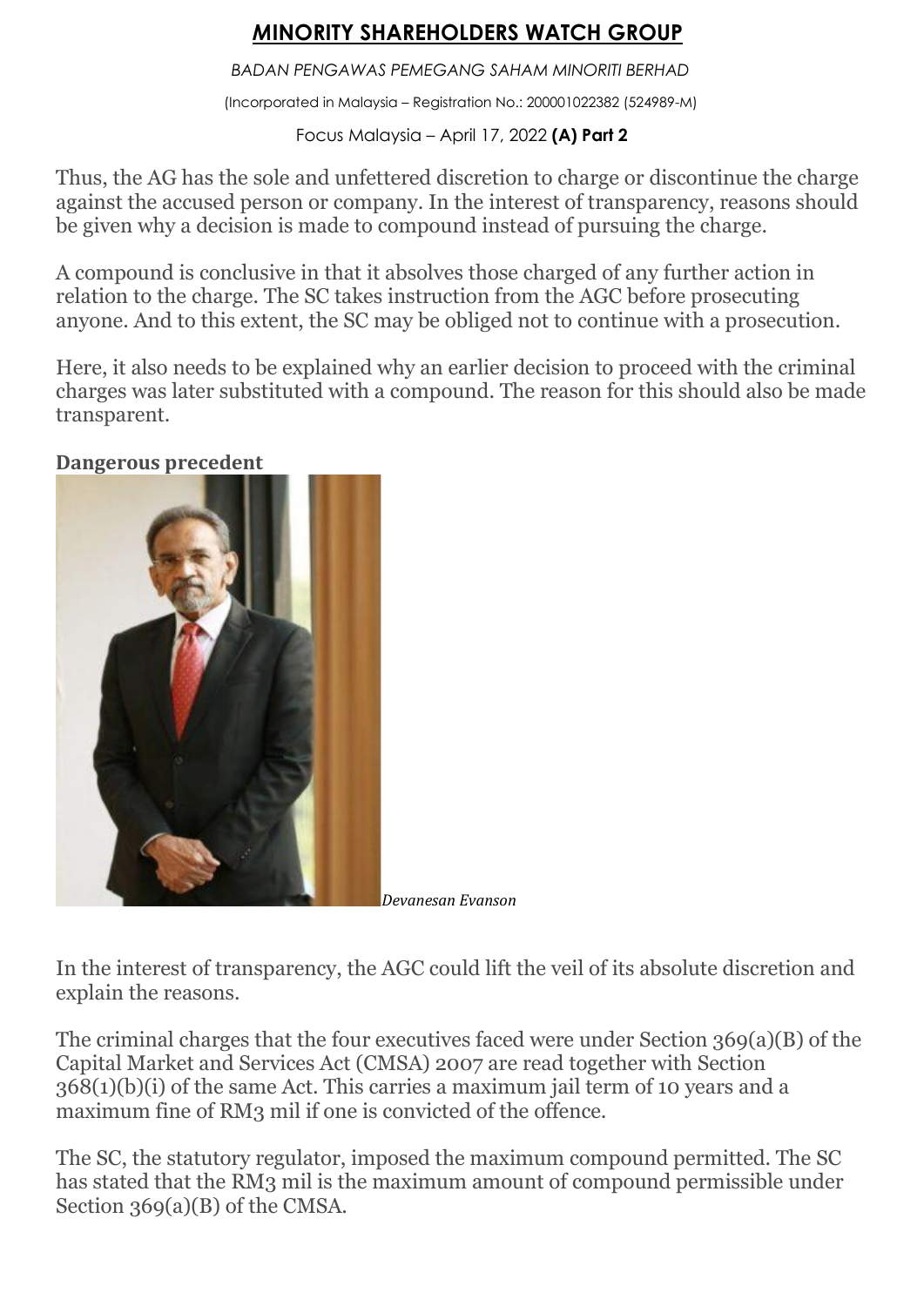# MINORITY SHAREHOLDERS WATCH GROUP

*BADAN PENGAWAS PEMEGANG SAHAM MINORITI BERHAD*

(Incorporated in Malaysia – Registration No.: 200001022382 (524989-M)

Focus Malaysia – April 17, 2022 **(A) Part 2**

Thus, the AG has the sole and unfettered discretion to charge or discontinue the charge against the accused person or company. In the interest of transparency, reasons should be given why a decision is made to compound instead of pursuing the charge.

A compound is conclusive in that it absolves those charged of any further action in relation to the charge. The SC takes instruction from the AGC before prosecuting anyone. And to this extent, the SC may be obliged not to continue with a prosecution.

Here, it also needs to be explained why an earlier decision to proceed with the criminal charges was later substituted with a compound. The reason for this should also be made transparent.

**Dangerous precedent**

*Devanesan Evanson*

In the interest of transparency, the AGC could lift the veil of its absolute discretion and explain the reasons.

The criminal charges that the four executives faced were under Section 369(a)(B) of the Capital Market and Services Act (CMSA) 2007 are read together with Section 368(1)(b)(i) of the same Act. This carries a maximum jail term of 10 years and a maximum fine of RM3 mil if one is convicted of the offence.

The SC, the statutory regulator, imposed the maximum compound permitted. The SC has stated that the RM3 mil is the maximum amount of compound permissible under Section 369(a)(B) of the CMSA.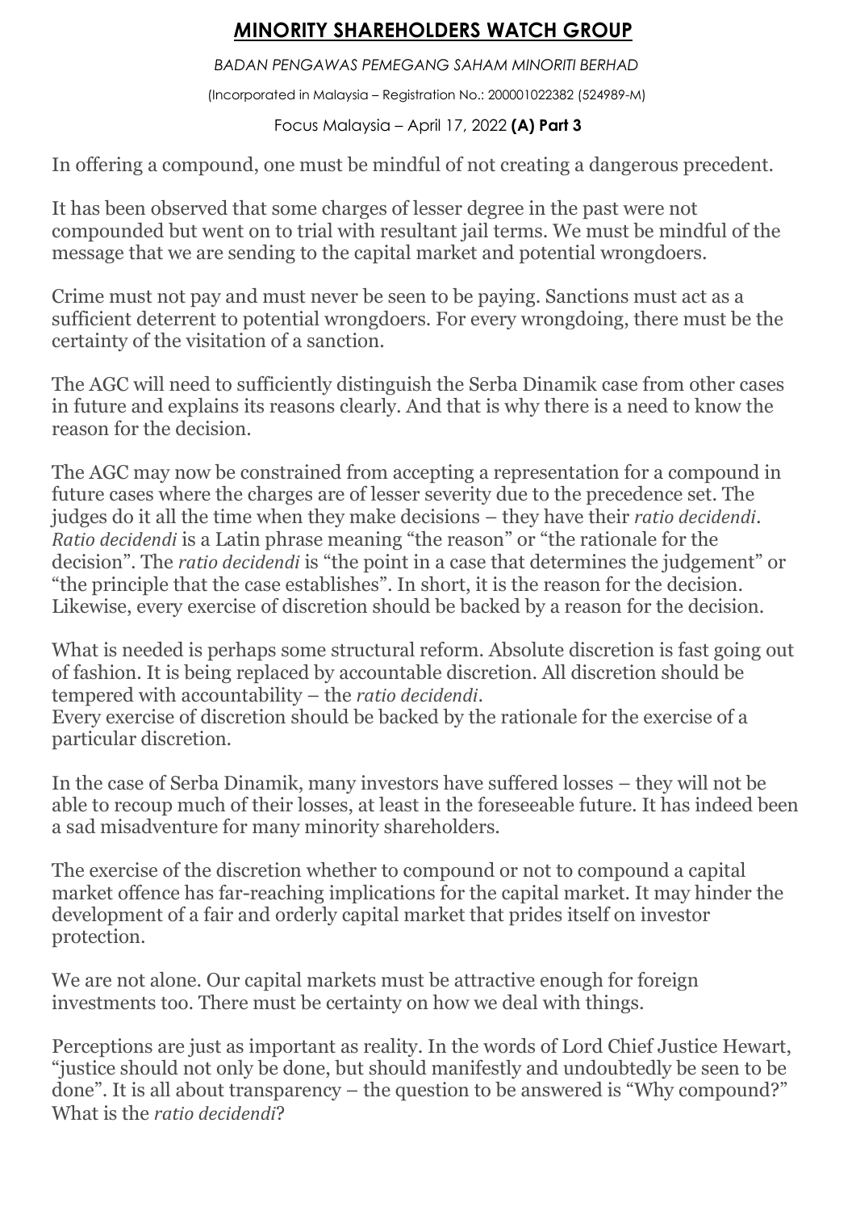# MINORITY SHAREHOLDERS WATCH GROUP

*BADAN PENGAWAS PEMEGANG SAHAM MINORITI BERHAD*

(Incorporated in Malaysia – Registration No.: 200001022382 (524989-M)

Focus Malaysia – April 17, 2022 **(A) Part 3**

In offering a compound, one must be mindful of not creating a dangerous precedent.

It has been observed that some charges of lesser degree in the past were not compounded but went on to trial with resultant jail terms. We must be mindful of the message that we are sending to the capital market and potential wrongdoers.

Crime must not pay and must never be seen to be paying. Sanctions must act as a sufficient deterrent to potential wrongdoers. For every wrongdoing, there must be the certainty of the visitation of a sanction.

The AGC will need to sufficiently distinguish the Serba Dinamik case from other cases in future and explains its reasons clearly. And that is why there is a need to know the reason for the decision.

The AGC may now be constrained from accepting a representation for a compound in future cases where the charges are of lesser severity due to the precedence set. The judges do it all the time when they make decisions – they have their *ratio decidendi*. *Ratio decidendi* is a Latin phrase meaning "the reason" or "the rationale for the decision". The *ratio decidendi* is "the point in a case that determines the judgement" or "the principle that the case establishes". In short, it is the reason for the decision. Likewise, every exercise of discretion should be backed by a reason for the decision.

What is needed is perhaps some structural reform. Absolute discretion is fast going out of fashion. It is being replaced by accountable discretion. All discretion should be tempered with accountability – the *ratio decidendi*.
Every exercise of discretion should be backed by the rationale for the exercise of a particular discretion.

In the case of Serba Dinamik, many investors have suffered losses – they will not be able to recoup much of their losses, at least in the foreseeable future. It has indeed been a sad misadventure for many minority shareholders.

The exercise of the discretion whether to compound or not to compound a capital market offence has far-reaching implications for the capital market. It may hinder the development of a fair and orderly capital market that prides itself on investor protection.

We are not alone. Our capital markets must be attractive enough for foreign investments too. There must be certainty on how we deal with things.

Perceptions are just as important as reality. In the words of Lord Chief Justice Hewart, "justice should not only be done, but should manifestly and undoubtedly be seen to be done". It is all about transparency – the question to be answered is "Why compound?" What is the *ratio decidendi*?